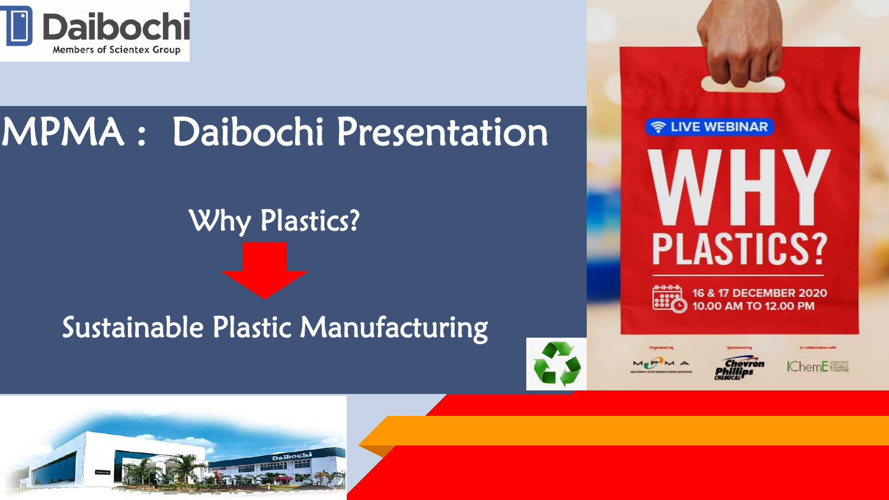Daibochi

Members of Scientex Group

# MPMA : Daibochi Presentation

## Why Plastics?

## Sustainable Plastic Manufacturing

LIVE WEBINAR

WHY PLASTICS?

16 & 17 DECEMBER 2020
10.00 AM TO 12.00 PM

Organised by MPMA

Sponsored by Chevron Phillips Chemical

In collaboration with IChemE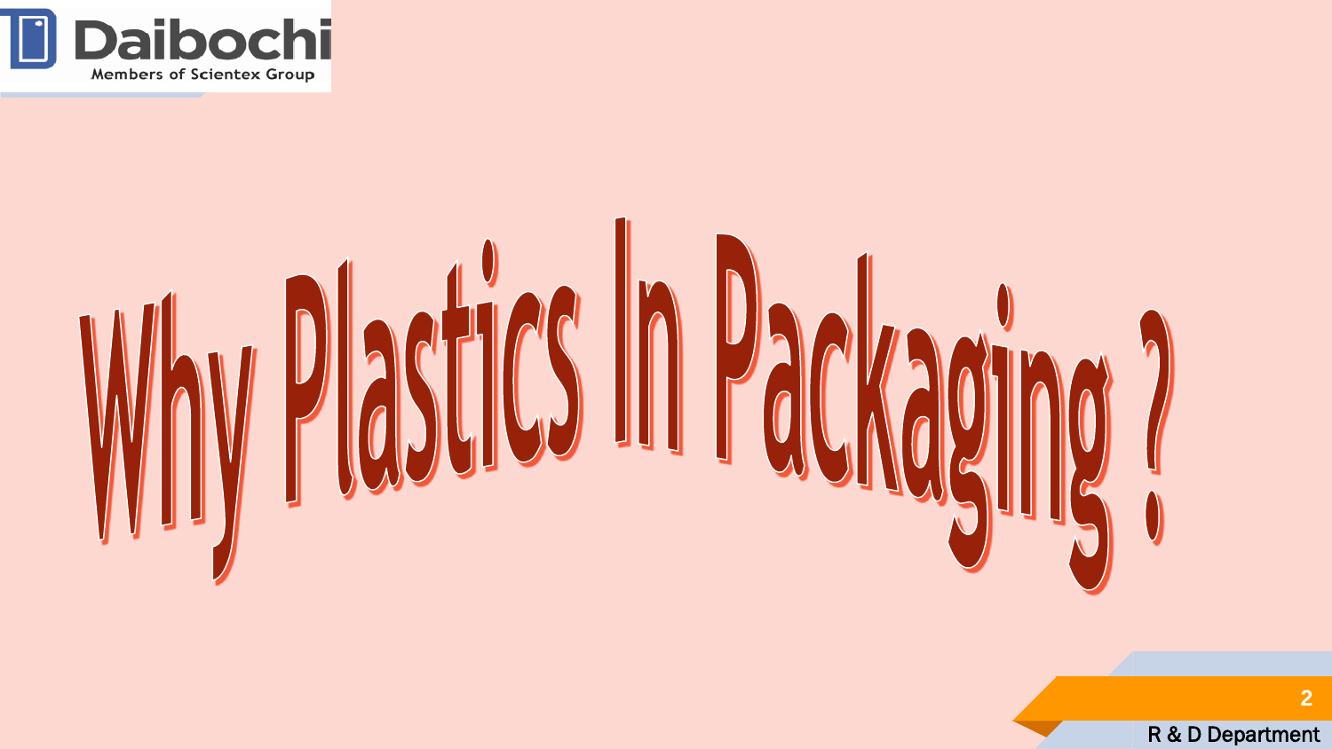# Why Plastics In Packaging ?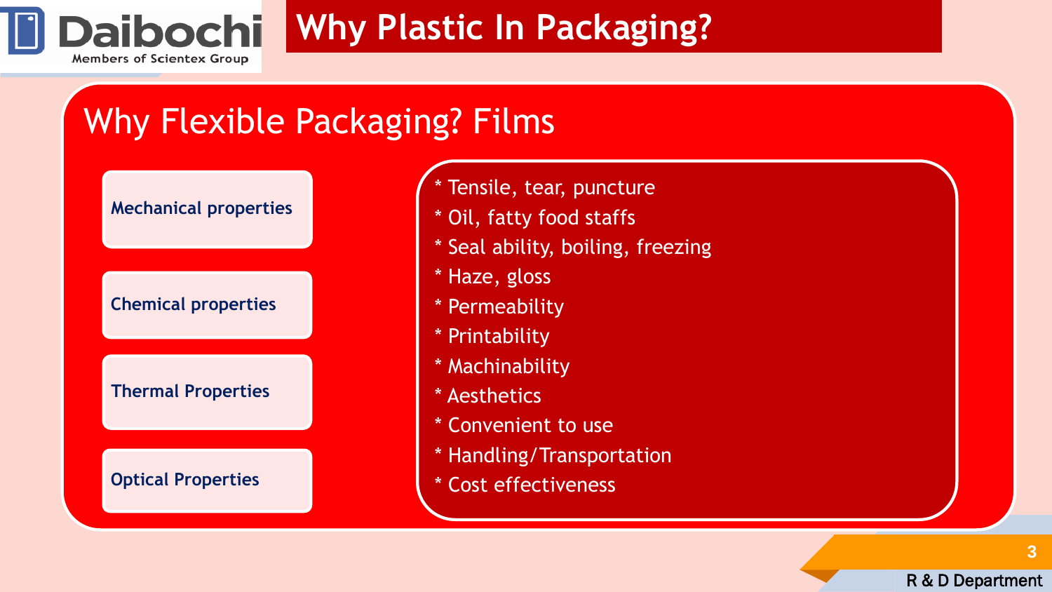# Why Plastic In Packaging?

## Why Flexible Packaging? Films

**Mechanical properties**

**Chemical properties**

**Thermal Properties**

**Optical Properties**

* Tensile, tear, puncture
* Oil, fatty food staffs
* Seal ability, boiling, freezing
* Haze, gloss
* Permeability
* Printability
* Machinability
* Aesthetics
* Convenient to use
* Handling/Transportation
* Cost effectiveness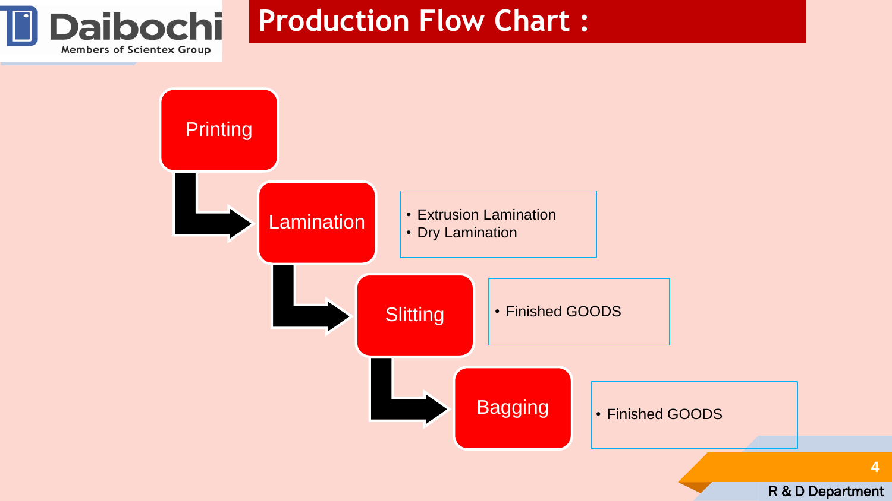# Production Flow Chart :

1. Printing
2. Lamination
   - Extrusion Lamination
   - Dry Lamination
3. Slitting
   - Finished GOODS
4. Bagging
   - Finished GOODS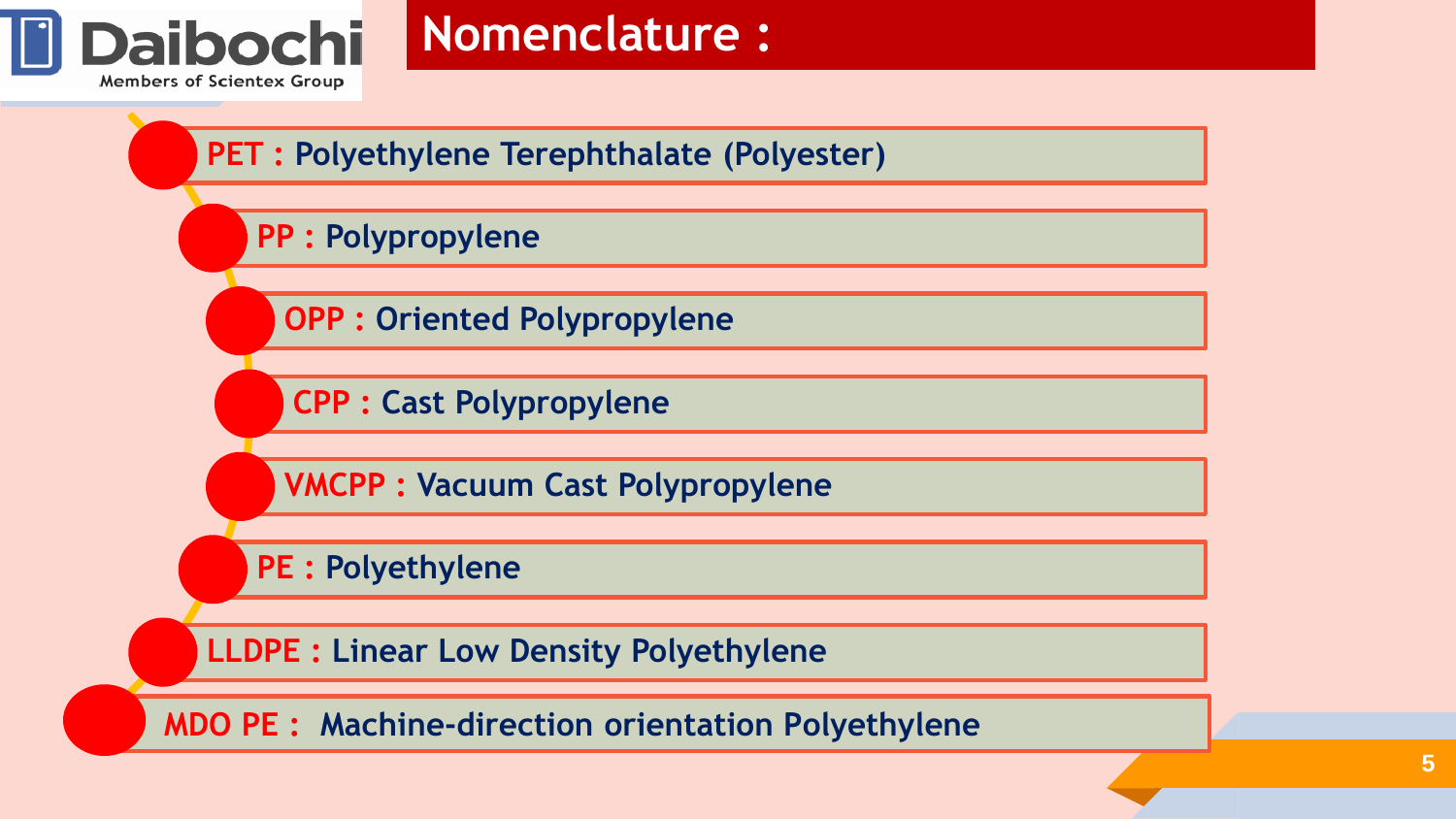# Nomenclature :

- **PET :** Polyethylene Terephthalate (Polyester)
- **PP :** Polypropylene
- **OPP :** Oriented Polypropylene
- **CPP :** Cast Polypropylene
- **VMCPP :** Vacuum Cast Polypropylene
- **PE :** Polyethylene
- **LLDPE :** Linear Low Density Polyethylene
- **MDO PE :** Machine-direction orientation Polyethylene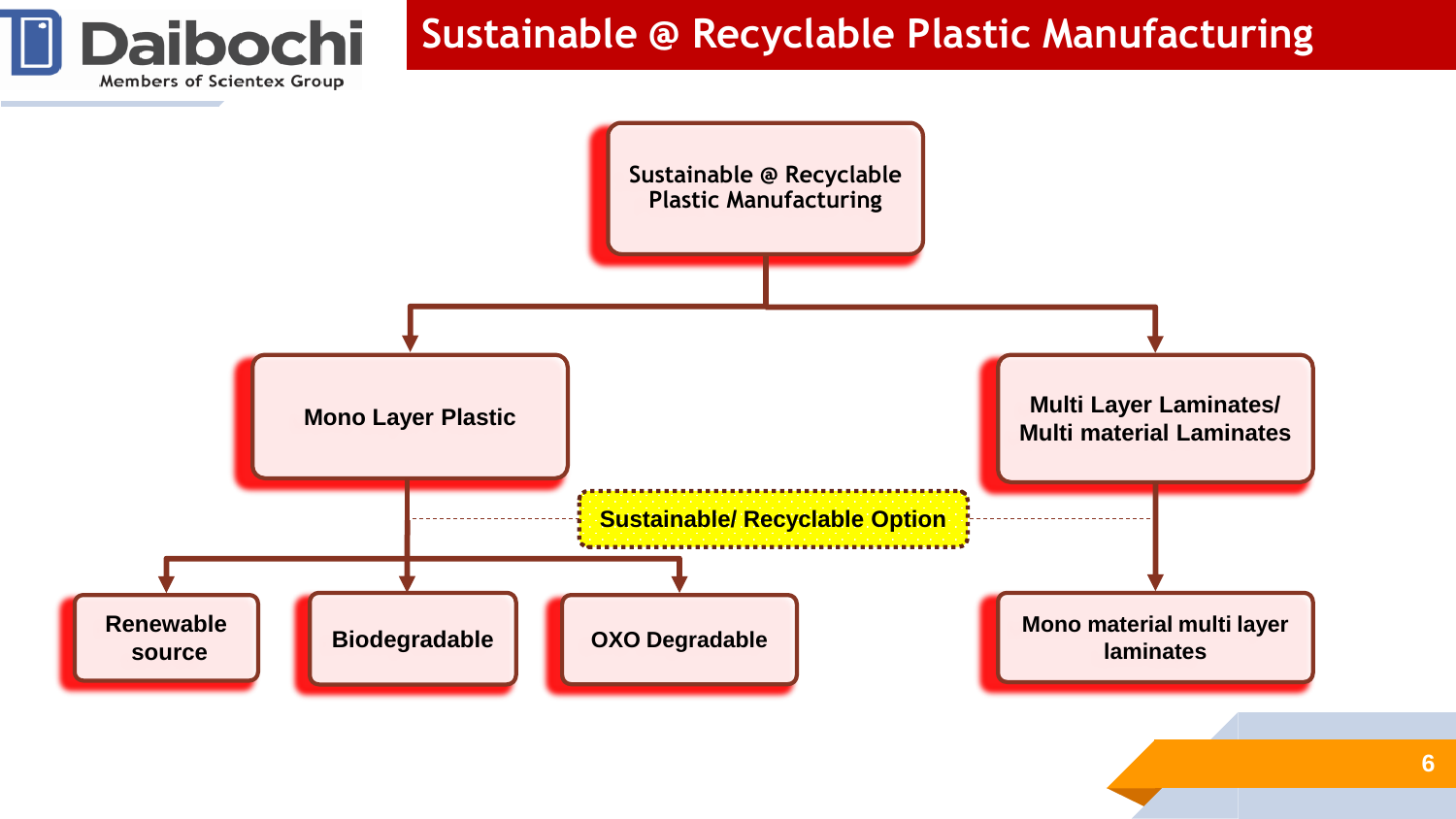# Sustainable @ Recyclable Plastic Manufacturing

**Sustainable @ Recyclable Plastic Manufacturing**

- **Mono Layer Plastic**
  - Renewable source
  - Biodegradable
  - OXO Degradable
- **Multi Layer Laminates/ Multi material Laminates**
  - Mono material multi layer laminates

**Sustainable/ Recyclable Option**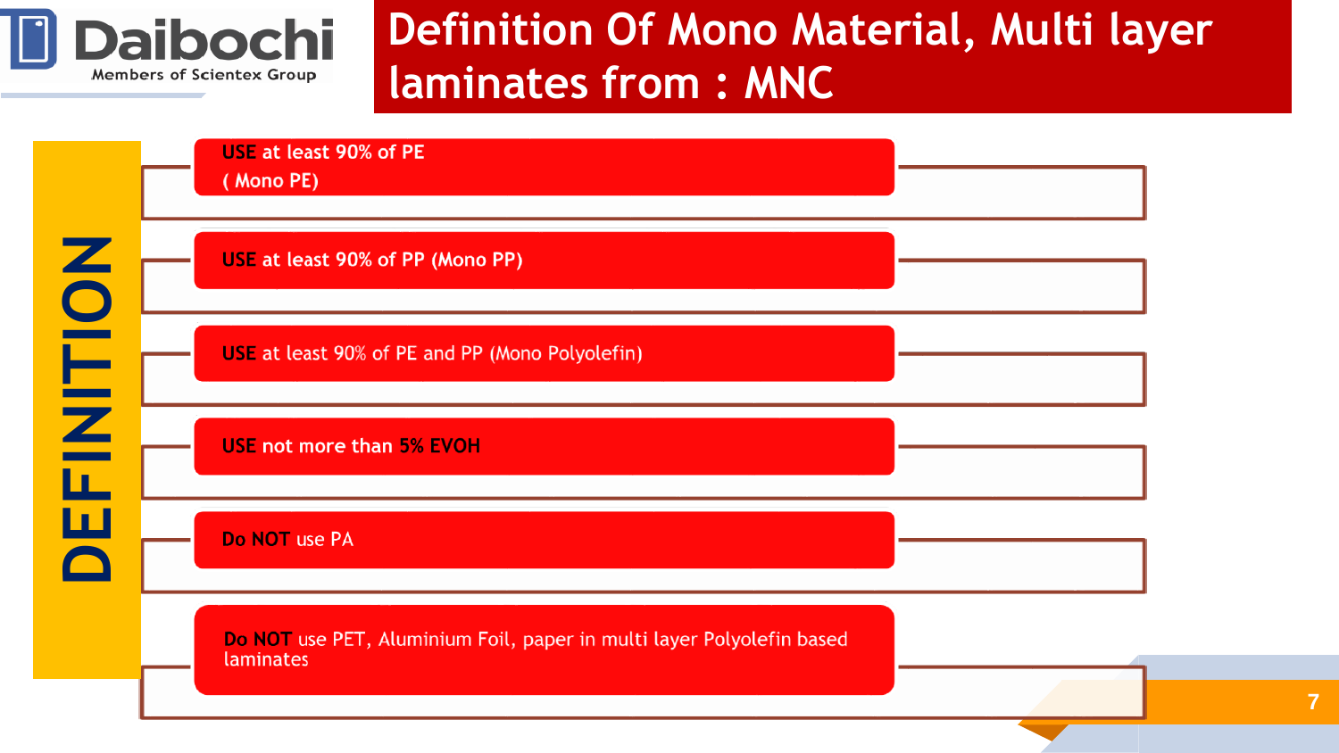# Definition Of Mono Material, Multi layer laminates from : MNC

## DEFINITION

- USE at least 90% of PE ( Mono PE)
- USE at least 90% of PP (Mono PP)
- USE at least 90% of PE and PP (Mono Polyolefin)
- USE not more than 5% EVOH
- Do NOT use PA
- Do NOT use PET, Aluminium Foil, paper in multi layer Polyolefin based laminates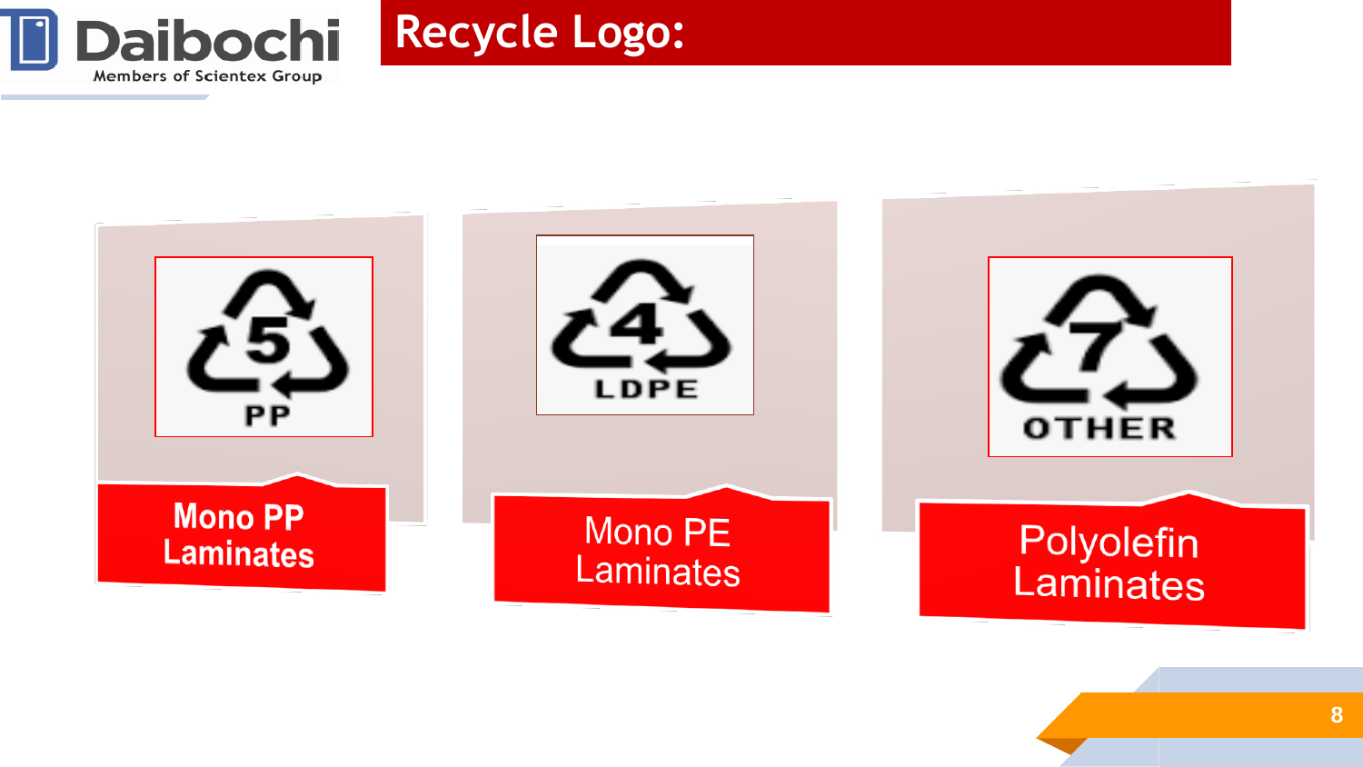# Recycle Logo:

5 PP

**Mono PP Laminates**

4 LDPE

Mono PE Laminates

7 OTHER

Polyolefin Laminates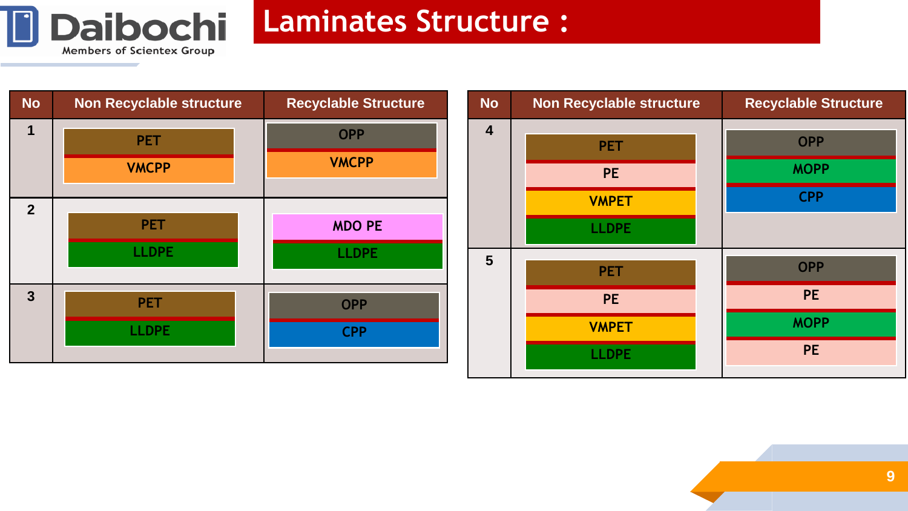# Laminates Structure :

| No | Non Recyclable structure | Recyclable Structure |
|---|---|---|
| 1 | PET / VMCPP | OPP / VMCPP |
| 2 | PET / LLDPE | MDO PE / LLDPE |
| 3 | PET / LLDPE | OPP / CPP |

| No | Non Recyclable structure | Recyclable Structure |
|---|---|---|
| 4 | PET / PE / VMPET / LLDPE | OPP / MOPP / CPP |
| 5 | PET / PE / VMPET / LLDPE | OPP / PE / MOPP / PE |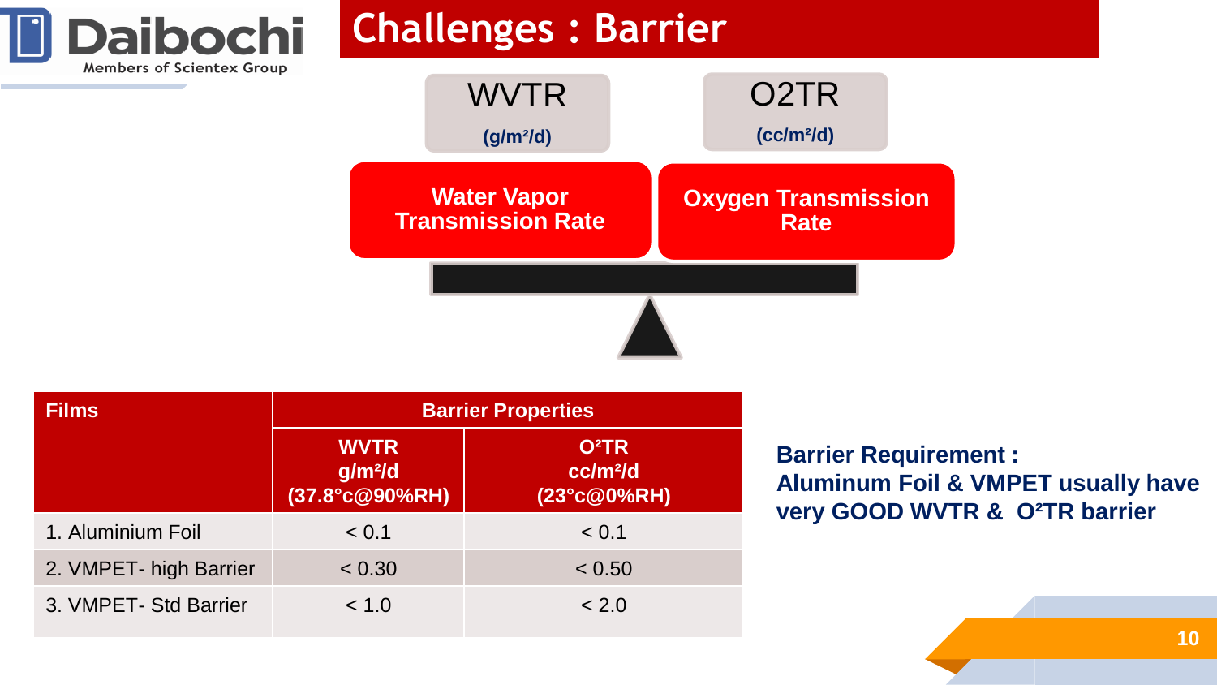# Challenges : Barrier

**WVTR** (g/m²/d) — **Water Vapor Transmission Rate**

**O2TR** (cc/m²/d) — **Oxygen Transmission Rate**

| Films | Barrier Properties | |
|---|---|---|
| | WVTR g/m²/d (37.8°c@90%RH) | O²TR cc/m²/d (23°c@0%RH) |
| 1. Aluminium Foil | < 0.1 | < 0.1 |
| 2. VMPET- high Barrier | < 0.30 | < 0.50 |
| 3. VMPET- Std Barrier | < 1.0 | < 2.0 |

**Barrier Requirement :**
**Aluminum Foil & VMPET usually have very GOOD WVTR & O²TR barrier**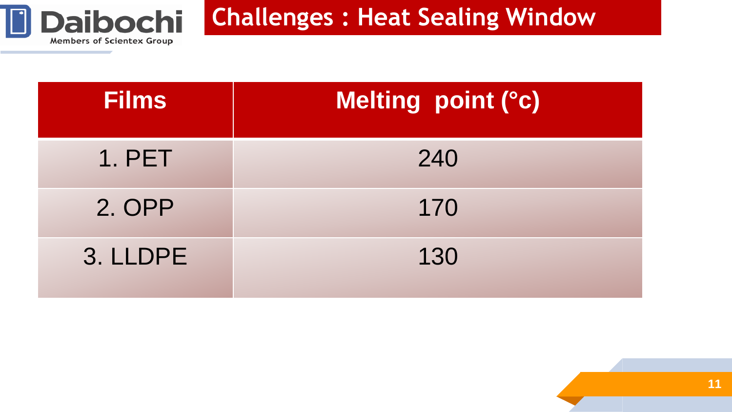# Challenges : Heat Sealing Window

| Films | Melting point (°c) |
| --- | --- |
| 1. PET | 240 |
| 2. OPP | 170 |
| 3. LLDPE | 130 |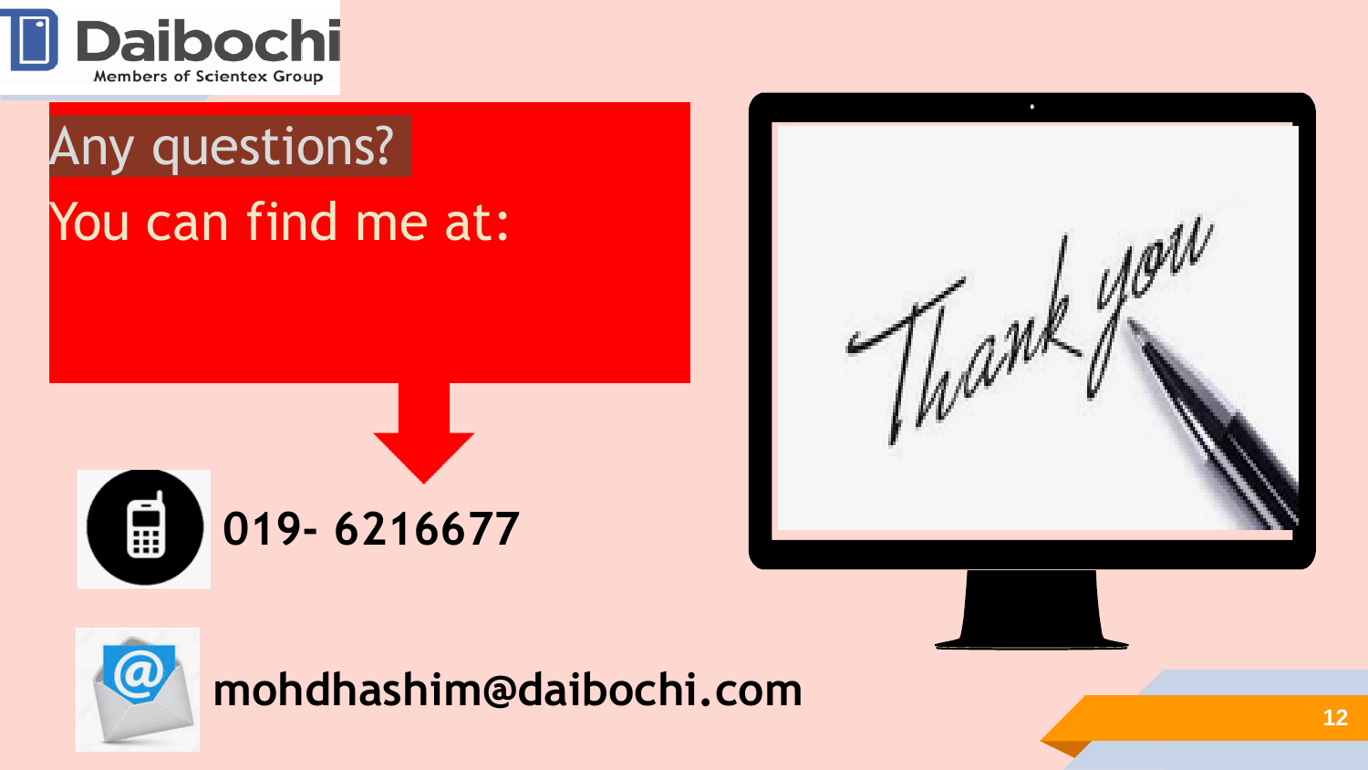Daibochi

Members of Scientex Group

Any questions?

You can find me at:

**019- 6216677**

**mohdhashim@daibochi.com**